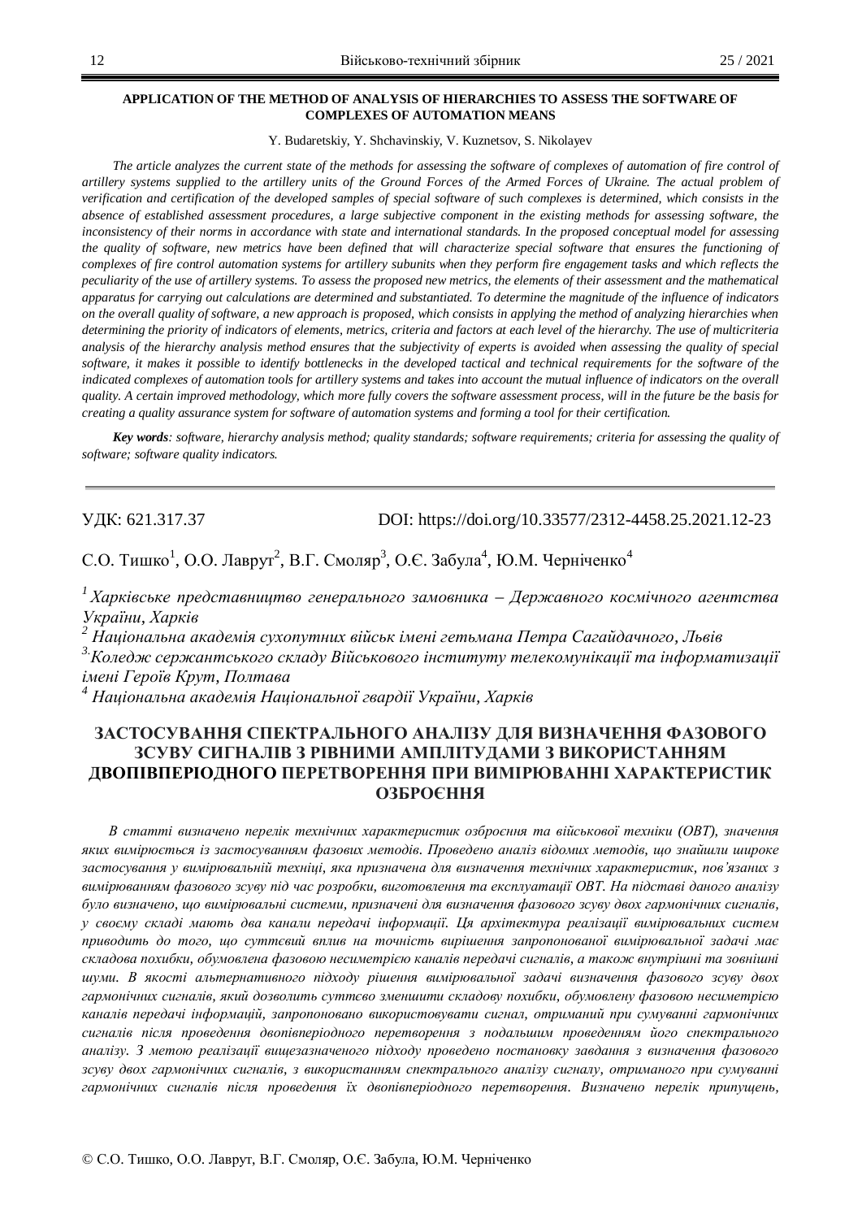### APPLICATION OF THE METHOD OF ANALYSIS OF HIERARCHIES TO ASSESS THE SOFTWARE OF COMPLEXES OF AUTOMATION MEANS

Y. Budaretskiy, Y. Shchavinskiy, V. Kuznetsov, S. Nikolayev

*The article analyzes the current state of the methods for assessing the software of complexes of automation of fire control of artillery systems supplied to the artillery units of the Ground Forces of the Armed Forces of Ukraine. The actual problem of verification and certification of the developed samples of special software of such complexes is determined, which consists in the absence of established assessment procedures, a large subjective component in the existing methods for assessing software, the inconsistency of their norms in accordance with state and international standards. In the proposed conceptual model for assessing the quality of software, new metrics have been defined that will characterize special software that ensures the functioning of complexes of fire control automation systems for artillery subunits when they perform fire engagement tasks and which reflects the peculiarity of the use of artillery systems. To assess the proposed new metrics, the elements of their assessment and the mathematical apparatus for carrying out calculations are determined and substantiated. To determine the magnitude of the influence of indicators on the overall quality of software, a new approach is proposed, which consists in applying the method of analyzing hierarchies when determining the priority of indicators of elements, metrics, criteria and factors at each level of the hierarchy. The use of multicriteria analysis of the hierarchy analysis method ensures that the subjectivity of experts is avoided when assessing the quality of special software, it makes it possible to identify bottlenecks in the developed tactical and technical requirements for the software of the indicated complexes of automation tools for artillery systems and takes into account the mutual influence of indicators on the overall quality. A certain improved methodology, which more fully covers the software assessment process, will in the future be the basis for creating a quality assurance system for software of automation systems and forming a tool for their certification.*

***Key words**: software, hierarchy analysis method; quality standards; software requirements; criteria for assessing the quality of software; software quality indicators.*

---

УДК: 621.317.37 DOI: https://doi.org/10.33577/2312-4458.25.2021.12-23

С.О. Тишко[1], О.О. Лаврут[2], В.Г. Смоляр[3], О.Є. Забула[4], Ю.М. Черніченко[4]

*[1] Харківське представництво генерального замовника – Державного космічного агентства України, Харків*
*[2] Національна академія сухопутних військ імені гетьмана Петра Сагайдачного, Львів*
*[3] Коледж сержантського складу Військового інституту телекомунікації та інформатизації імені Героїв Крут, Полтава*
*[4] Національна академія Національної гвардії України, Харків*

## ЗАСТОСУВАННЯ СПЕКТРАЛЬНОГО АНАЛІЗУ ДЛЯ ВИЗНАЧЕННЯ ФАЗОВОГО ЗСУВУ СИГНАЛІВ З РІВНИМИ АМПЛІТУДАМИ З ВИКОРИСТАННЯМ ДВОПІВПЕРІОДНОГО ПЕРЕТВОРЕННЯ ПРИ ВИМІРЮВАННІ ХАРАКТЕРИСТИК ОЗБРОЄННЯ

*В статті визначено перелік технічних характеристик озброєння та військової техніки (ОВТ), значення яких вимірюється із застосуванням фазових методів. Проведено аналіз відомих методів, що знайшли широке застосування у вимірювальній техніці, яка призначена для визначення технічних характеристик, пов'язаних з вимірюванням фазового зсуву під час розробки, виготовлення та експлуатації ОВТ. На підставі даного аналізу було визначено, що вимірювальні системи, призначені для визначення фазового зсуву двох гармонічних сигналів, у своєму складі мають два канали передачі інформації. Ця архітектура реалізації вимірювальних систем приводить до того, що суттєвий вплив на точність вирішення запропонованої вимірювальної задачі має складова похибки, обумовлена фазовою несиметрією каналів передачі сигналів, а також внутрішні та зовнішні шуми. В якості альтернативного підходу рішення вимірювальної задачі визначення фазового зсуву двох гармонічних сигналів, який дозволить суттєво зменшити складову похибки, обумовлену фазовою несиметрією каналів передачі інформацій, запропоновано використовувати сигнал, отриманий при сумуванні гармонічних сигналів після проведення двопівперіодного перетворення з подальшим проведенням його спектрального аналізу. З метою реалізації вищезазначеного підходу проведено постановку завдання з визначення фазового зсуву двох гармонічних сигналів, з використанням спектрального аналізу сигналу, отриманого при сумуванні гармонічних сигналів після проведення їх двопівперіодного перетворення. Визначено перелік припущень,*

© С.О. Тишко, О.О. Лаврут, В.Г. Смоляр, О.Є. Забула, Ю.М. Черніченко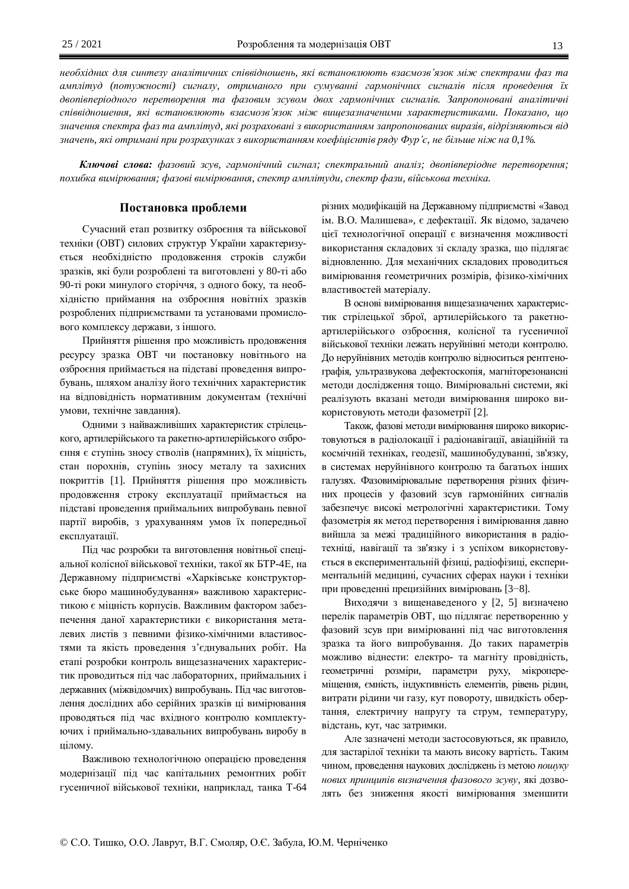*необхідних для синтезу аналітичних співвідношень, які встановлюють взаємозв'язок між спектрами фаз та амплітуд (потужності) сигналу, отриманого при сумуванні гармонічних сигналів після проведення їх двопівперіодного перетворення та фазовим зсувом двох гармонічних сигналів. Запропоновані аналітичні співвідношення, які встановлюють взаємозв'язок між вищезазначеними характеристиками. Показано, що значення спектра фаз та амплітуд, які розраховані з використанням запропонованих виразів, відрізняються від значень, які отримані при розрахунках з використанням коефіцієнтів ряду Фур'є, не більше ніж на 0,1%.*

***Ключові слова:** фазовий зсув, гармонічний сигнал; спектральний аналіз; двопівперіодне перетворення; похибка вимірювання; фазові вимірювання, спектр амплітуди, спектр фази, військова техніка.*

## Постановка проблеми

Сучасний етап розвитку озброєння та військової техніки (ОВТ) силових структур України характеризується необхідністю продовження строків служби зразків, які були розроблені та виготовлені у 80-ті або 90-ті роки минулого сторіччя, з одного боку, та необхідністю приймання на озброєння новітніх зразків розроблених підприємствами та установами промислового комплексу держави, з іншого.

Прийняття рішення про можливість продовження ресурсу зразка ОВТ чи постановку новітнього на озброєння приймається на підставі проведення випробувань, шляхом аналізу його технічних характеристик на відповідність нормативним документам (технічні умови, технічне завдання).

Одними з найважливіших характеристик стрілецького, артилерійського та ракетно-артилерійського озброєння є ступінь зносу стволів (напрямних), їх міцність, стан порохнів, ступінь зносу металу та захисних покриттів [1]. Прийняття рішення про можливість продовження строку експлуатації приймається на підставі проведення приймальних випробувань певної партії виробів, з урахуванням умов їх попередньої експлуатації.

Під час розробки та виготовлення новітньої спеціальної колісної військової техніки, такої як БТР-4Е, на Державному підприємстві «Харківське конструкторське бюро машинобудування" важливою характеристикою є міцність корпусів. Важливим фактором забезпечення даної характеристики є використання металевих листів з певними фізико-хімічними властивостями та якість проведення з'єднувальних робіт. На етапі розробки контроль вищезазначених характеристик проводиться під час лабораторних, приймальних і державних (міжвідомчих) випробувань. Під час виготовлення дослідних або серійних зразків ці вимірювання проводяться під час вхідного контролю комплектуючих і приймально-здавальних випробувань виробу в цілому.

Важливою технологічною операцією проведення модернізації під час капітальних ремонтних робіт гусеничної військової техніки, наприклад, танка Т-64 різних модифікацій на Державному підприємстві «Завод ім. В.О. Малишева», є дефектації. Як відомо, задачею цієї технологічної операції є визначення можливості використання складових зі складу зразка, що підлягає відновленню. Для механічних складових проводиться вимірювання геометричних розмірів, фізико-хімічних властивостей матеріалу.

В основі вимірювання вищезазначених характеристик стрілецької зброї, артилерійського та ракетно-артилерійського озброєння, колісної та гусеничної військової техніки лежать неруйнівні методи контролю. До неруйнівних методів контролю відноситься рентгенографія, ультразвукова дефектоскопія, магніторезонансні методи дослідження тощо. Вимірювальні системи, які реалізують вказані методи вимірювання широко використовують методи фазометрії [2].

Також, фазові методи вимірювання широко використовуються в радіолокації і радіонавігації, авіаційній та космічній техніках, геодезії, машинобудуванні, зв'язку, в системах неруйнівного контролю та багатьох інших галузях. Фазовимірювальне перетворення різних фізичних процесів у фазовий зсув гармонійних сигналів забезпечує високі метрологічні характеристики. Тому фазометрія як метод перетворення і вимірювання давно вийшла за межі традиційного використання в радіотехніці, навігації та зв'язку і з успіхом використовується в експериментальній фізиці, радіофізиці, експериментальній медицині, сучасних сферах науки і техніки при проведенні прецизійних вимірювань [3–8].

Виходячи з вищенаведеного у [2, 5] визначено перелік параметрів ОВТ, що підлягає перетворенню у фазовий зсув при вимірюванні під час виготовлення зразка та його випробування. До таких параметрів можливо віднести: електро- та магніту провідність, геометричні розміри, параметри руху, мікропереміщення, ємність, індуктивність елементів, рівень рідин, витрати рідини чи газу, кут повороту, швидкість обертання, електричну напругу та струм, температуру, відстань, кут, час затримки.

Але зазначені методи застосовуються, як правило, для застарілої техніки та мають високу вартість. Таким чином, проведення наукових досліджень із метою *пошуку нових принципів визначення фазового зсуву*, які дозволять без зниження якості вимірювання зменшити

© С.О. Тишко, О.О. Лаврут, В.Г. Смоляр, О.Є. Забула, Ю.М. Черніченко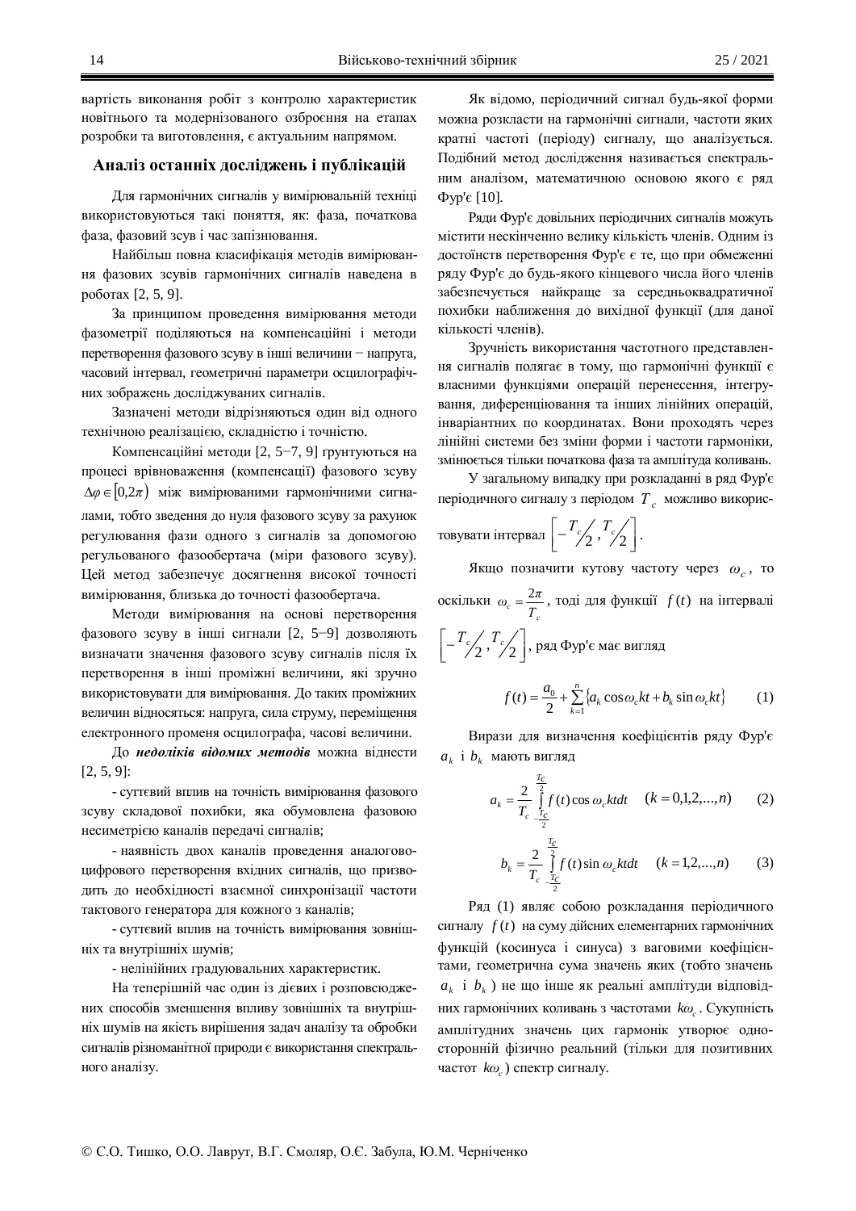вартість виконання робіт з контролю характеристик новітнього та модернізованого озброєння на етапах розробки та виготовлення, є актуальним напрямом.

## Аналіз останніх досліджень і публікацій

Для гармонічних сигналів у вимірювальній техніці використовуються такі поняття, як: фаза, початкова фаза, фазовий зсув і час запізнювання.

Найбільш повна класифікація методів вимірювання фазових зсувів гармонічних сигналів наведена в роботах [2, 5, 9].

За принципом проведення вимірювання методи фазометрії поділяються на компенсаційні і методи перетворення фазового зсуву в інші величини − напруга, часовий інтервал, геометричні параметри осцилографічних зображень досліджуваних сигналів.

Зазначені методи відрізняються один від одного технічною реалізацією, складністю і точністю.

Компенсаційні методи [2, 5−7, 9] грунтуються на процесі врівноваження (компенсації) фазового зсуву $\Delta\varphi \in [0,2\pi)$ між вимірюваними гармонічними сигналами, тобто зведення до нуля фазового зсуву за рахунок регулювання фази одного з сигналів за допомогою регульованого фазообертача (міри фазового зсуву). Цей метод забезпечує досягнення високої точності вимірювання, близька до точності фазообертача.

Методи вимірювання на основі перетворення фазового зсуву в інші сигнали [2, 5−9] дозволяють визначати значення фазового зсуву сигналів після їх перетворення в інші проміжні величини, які зручно використовувати для вимірювання. До таких проміжних величин відносяться: напруга, сила струму, переміщення електронного променя осцилографа, часові величини.

До ***недоліків відомих методів*** можна віднести [2, 5, 9]:

- суттєвий вплив на точність вимірювання фазового зсуву складової похибки, яка обумовлена фазовою несиметрією каналів передачі сигналів;

- наявність двох каналів проведення аналогово-цифрового перетворення вхідних сигналів, що призводить до необхідності взаємної синхронізації частоти тактового генератора для кожного з каналів;

- суттєвий вплив на точність вимірювання зовнішніх та внутрішніх шумів;

- нелінійних градуювальних характеристик.

На теперішній час один із дієвих і розповсюджених способів зменшення впливу зовнішніх та внутрішніх шумів на якість вирішення задач аналізу та обробки сигналів різноманітної природи є використання спектрального аналізу.

Як відомо, періодичний сигнал будь-якої форми можна розкласти на гармонічні сигнали, частоти яких кратні частоті (періоду) сигналу, що аналізується. Подібний метод дослідження називається спектральним аналізом, математичною основою якого є ряд Фур'є [10].

Ряди Фур'є довільних періодичних сигналів можуть містити нескінченно велику кількість членів. Одним із достоїнств перетворення Фур'є є те, що при обмеженні ряду Фур'є до будь-якого кінцевого числа його членів забезпечується найкраще за середньоквадратичної похибки наближення до вихідної функції (для даної кількості членів).

Зручність використання частотного представлення сигналів полягає в тому, що гармонічні функції є власними функціями операцій перенесення, інтегрування, диференціювання та інших лінійних операцій, інваріантних по координатах. Вони проходять через лінійні системи без зміни форми і частоти гармоніки, змінюється тільки початкова фаза та амплітуда коливань.

У загальному випадку при розкладанні в ряд Фур'є періодичного сигналу з періодом $T_c$ можливо використовувати інтервал $\left[-{T_c}/{2}, {T_c}/{2}\right]$.

Якщо позначити кутову частоту через $\omega_c$, то оскільки $\omega_c = \frac{2\pi}{T_c}$, тоді для функції $f(t)$ на інтервалі $\left[-{T_c}/{2}, {T_c}/{2}\right]$, ряд Фур'є має вигляд

$$f(t) = \frac{a_0}{2} + \sum_{k=1}^{n} \{a_k \cos\omega_c kt + b_k \sin\omega_c kt\} \qquad (1)$$

Вирази для визначення коефіцієнтів ряду Фур'є $a_k$ і $b_k$ мають вигляд

$$a_k = \frac{2}{T_c} \int_{-\frac{T_c}{2}}^{\frac{T_c}{2}} f(t)\cos\omega_c ktdt \quad (k = 0,1,2,...,n) \qquad (2)$$

$$b_k = \frac{2}{T_c} \int_{-\frac{T_c}{2}}^{\frac{T_c}{2}} f(t)\sin\omega_c ktdt \quad (k = 1,2,...,n) \qquad (3)$$

Ряд (1) являє собою розкладання періодичного сигналу $f(t)$ на суму дійсних елементарних гармонічних функцій (косинуса і синуса) з ваговими коефіцієнтами, геометрична сума значень яких (тобто значень $a_k$ і $b_k$) не що інше як реальні амплітуди відповідних гармонічних коливань з частотами $k\omega_c$. Сукупність амплітудних значень цих гармонік утворює односторонній фізично реальний (тільки для позитивних частот $k\omega_c$) спектр сигналу.

© С.О. Тишко, О.О. Лаврут, В.Г. Смоляр, О.Є. Забула, Ю.М. Черніченко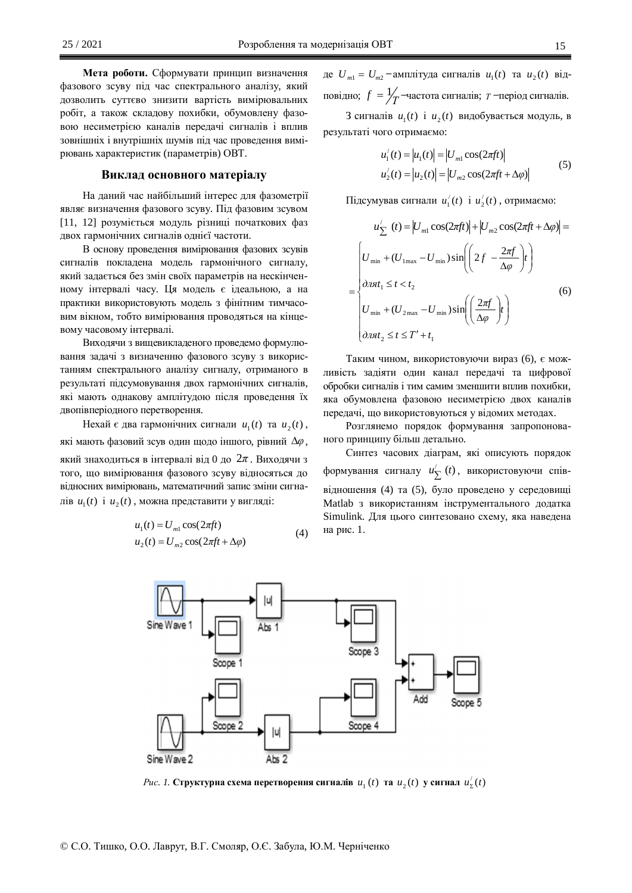**Мета роботи.** Сформувати принцип визначення фазового зсуву під час спектрального аналізу, який дозволить суттєво знизити вартість вимірювальних робіт, а також складову похибки, обумовлену фазовою несиметрією каналів передачі сигналів і вплив зовнішніх і внутрішніх шумів під час проведення вимірювань характеристик (параметрів) ОВТ.

## Виклад основного матеріалу

На даний час найбільший інтерес для фазометрії являє визначення фазового зсуву. Під фазовим зсувом [11, 12] розуміється модуль різниці початкових фаз двох гармонічних сигналів однієї частоти.

В основу проведення вимірювання фазових зсувів сигналів покладена модель гармонічного сигналу, який задається без змін своїх параметрів на нескінченному інтервалі часу. Ця модель є ідеальною, а на практики використовують модель з фінітним тимчасовим вікном, тобто вимірювання проводяться на кінцевому часовому інтервалі.

Виходячи з вищевикладеного проведемо формулювання задачі з визначенню фазового зсуву з використанням спектрального аналізу сигналу, отриманого в результаті підсумовування двох гармонічних сигналів, які мають однакову амплітудою після проведення їх двопівперіодного перетворення.

Нехай є два гармонічних сигнали $u_1(t)$ та $u_2(t)$, які мають фазовий зсув один щодо іншого, рівний $\Delta\varphi$, який знаходиться в інтервалі від 0 до $2\pi$. Виходячи з того, що вимірювання фазового зсуву відносяться до відносних вимірювань, математичний запис зміни сигналів $u_1(t)$ і $u_2(t)$, можна представити у вигляді:

$$\begin{aligned} u_1(t) &= U_{m1}\cos(2\pi f t) \\ u_2(t) &= U_{m2}\cos(2\pi f t + \Delta\varphi) \end{aligned} \tag{4}$$

де $U_{m1} = U_{m2}$ – амплітуда сигналів $u_1(t)$ та $u_2(t)$ відповідно; $f = \frac{1}{T}$ – частота сигналів; $T$ – період сигналів.

З сигналів $u_1(t)$ і $u_2(t)$ видобувається модуль, в результаті чого отримаємо:

$$\begin{aligned} u_1^{/}(t) &= |u_1(t)| = |U_{m1}\cos(2\pi f t)| \\ u_2^{/}(t) &= |u_2(t)| = |U_{m2}\cos(2\pi f t + \Delta\varphi)| \end{aligned} \tag{5}$$

Підсумувавши сигнали $u_1^{/}(t)$ і $u_2^{/}(t)$, отримаємо:

$$u_{\sum}^{/}(t) = |U_{m1}\cos(2\pi f t)| + |U_{m2}\cos(2\pi f t + \Delta\varphi)| = \\ = \begin{cases} U_{\min} + (U_{1\max} - U_{\min})\sin\left(\left(2f - \dfrac{2\pi f}{\Delta\varphi}\right)t\right) \\ для\, t_1 \le t < t_2 \\ U_{\min} + (U_{2\max} - U_{\min})\sin\left(\left(\dfrac{2\pi f}{\Delta\varphi}\right)t\right) \\ для\, t_2 \le t \le T' + t_1 \end{cases} \tag{6}$$

Таким чином, використовуючи вираз (6), є можливість задіяти один канал передачі та цифрової обробки сигналів і тим самим зменшити вплив похибки, яка обумовлена фазовою несиметрією двох каналів передачі, що використовуються у відомих методах.

Розглянемо порядок формування запропонованого принципу більш детально.

Синтез часових діаграм, які описують порядок формування сигналу $u_{\sum}^{/}(t)$, використовуючи співвідношення (4) та (5), було проведено у середовищі Matlab з використанням інструментального додатка Simulink. Для цього синтезовано схему, яка наведена на рис. 1.

*Рис. 1.* **Структурна схема перетворення сигналів $u_1(t)$ та $u_2(t)$ у сигнал $u_{\Sigma}^{/}(t)$**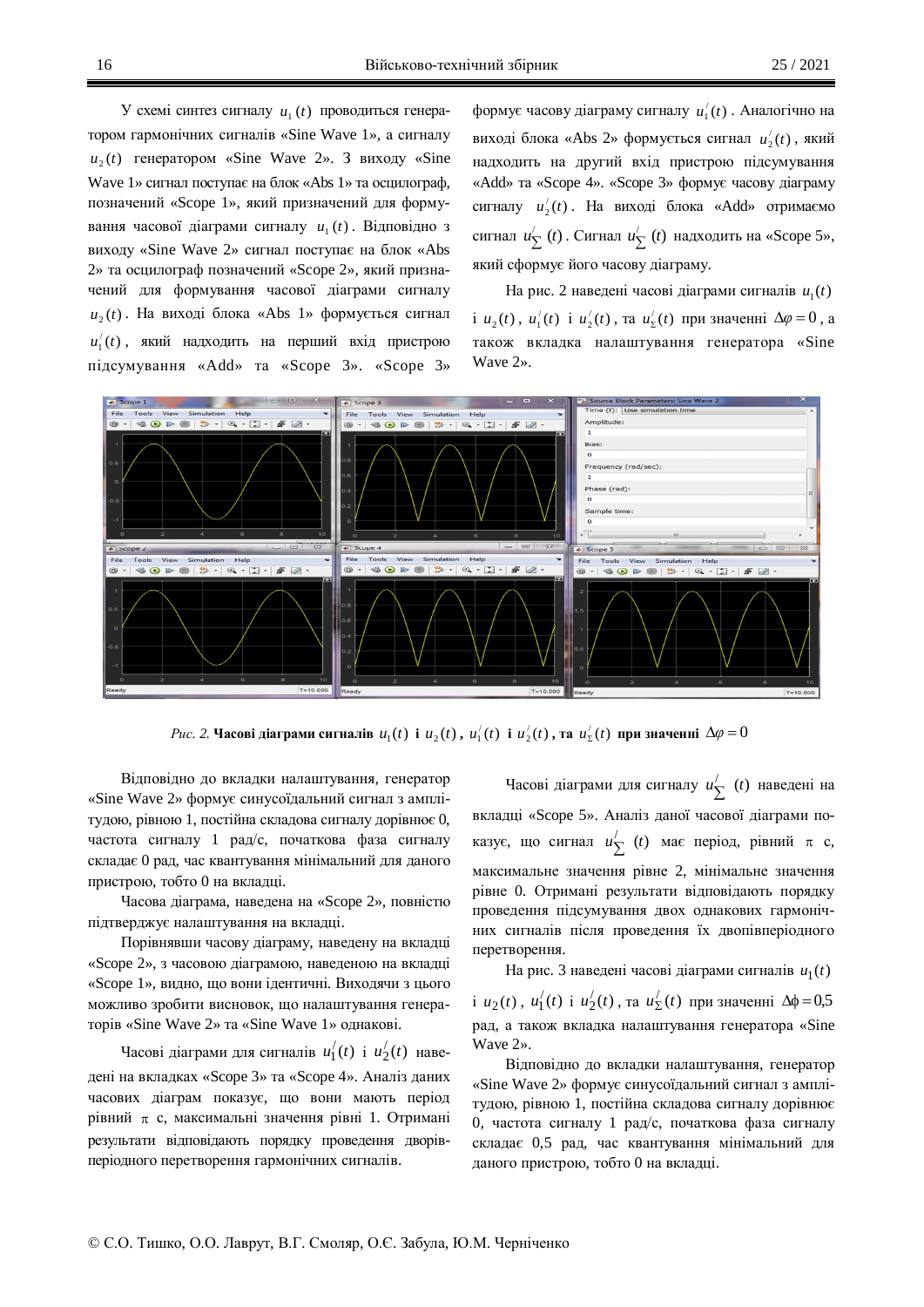У схемі синтез сигналу $u_1(t)$ проводиться генератором гармонічних сигналів «Sine Wave 1», а сигналу $u_2(t)$ генератором «Sine Wave 2». З виходу «Sine Wave 1» сигнал поступає на блок «Abs 1» та осцилограф, позначений «Scope 1», який призначений для формування часової діаграми сигналу $u_1(t)$. Відповідно з виходу «Sine Wave 2» сигнал поступає на блок «Abs 2» та осцилограф позначений «Scope 2», який призначений для формування часової діаграми сигналу $u_2(t)$. На виході блока «Abs 1» формується сигнал $u_1^{/}(t)$, який надходить на перший вхід пристрою підсумування «Add» та «Scope 3». «Scope 3» формує часову діаграму сигналу $u_1^{/}(t)$. Аналогічно на виході блока «Abs 2» формується сигнал $u_2^{/}(t)$, який надходить на другий вхід пристрою підсумування «Add» та «Scope 4». «Scope 3» формує часову діаграму сигналу $u_2^{/}(t)$. На виході блока «Add» отримаємо сигнал $u_{\sum}^{/}(t)$. Сигнал $u_{\sum}^{/}(t)$ надходить на «Scope 5», який сформує його часову діаграму.

На рис. 2 наведені часові діаграми сигналів $u_1(t)$ і $u_2(t)$, $u_1^{/}(t)$ і $u_2^{/}(t)$, та $u_{\Sigma}^{/}(t)$ при значенні $\Delta\varphi = 0$, а також вкладка налаштування генератора «Sine Wave 2».

*Рис. 2.* **Часові діаграми сигналів $u_1(t)$ і $u_2(t)$, $u_1^{/}(t)$ і $u_2^{/}(t)$, та $u_{\Sigma}^{/}(t)$ при значенні $\Delta\varphi = 0$**

Відповідно до вкладки налаштування, генератор «Sine Wave 2» формує синусоїдальний сигнал з амплітудою, рівною 1, постійна складова сигналу дорівнює 0, частота сигналу 1 рад/с, початкова фаза сигналу складає 0 рад, час квантування мінімальний для даного пристрою, тобто 0 на вкладці.

Часова діаграма, наведена на «Scope 2», повністю підтверджує налаштування на вкладці.

Порівнявши часову діаграму, наведену на вкладці «Scope 2», з часовою діаграмою, наведеною на вкладці «Scope 1», видно, що вони ідентичні. Виходячи з цього можливо зробити висновок, що налаштування генераторів «Sine Wave 2» та «Sine Wave 1» однакові.

Часові діаграми для сигналів $u_1^{/}(t)$ і $u_2^{/}(t)$ наведені на вкладках «Scope 3» та «Scope 4». Аналіз даних часових діаграм показує, що вони мають період рівний $\pi$ с, максимальні значення рівні 1. Отримані результати відповідають порядку проведення дворівперіодного перетворення гармонічних сигналів.

Часові діаграми для сигналу $u_{\sum}^{/}(t)$ наведені на вкладці «Scope 5». Аналіз даної часової діаграми показує, що сигнал $u_{\sum}^{/}(t)$ має період, рівний $\pi$ с, максимальне значення рівне 2, мінімальне значення рівне 0. Отримані результати відповідають порядку проведення підсумування двох однакових гармонічних сигналів після проведення їх двопівперіодного перетворення.

На рис. 3 наведені часові діаграми сигналів $u_1(t)$ і $u_2(t)$, $u_1^{/}(t)$ і $u_2^{/}(t)$, та $u_{\Sigma}^{/}(t)$ при значенні $\Delta\phi = 0{,}5$ рад, а також вкладка налаштування генератора «Sine Wave 2».

Відповідно до вкладки налаштування, генератор «Sine Wave 2» формує синусоїдальний сигнал з амплітудою, рівною 1, постійна складова сигналу дорівнює 0, частота сигналу 1 рад/с, початкова фаза сигналу складає 0,5 рад, час квантування мінімальний для даного пристрою, тобто 0 на вкладці.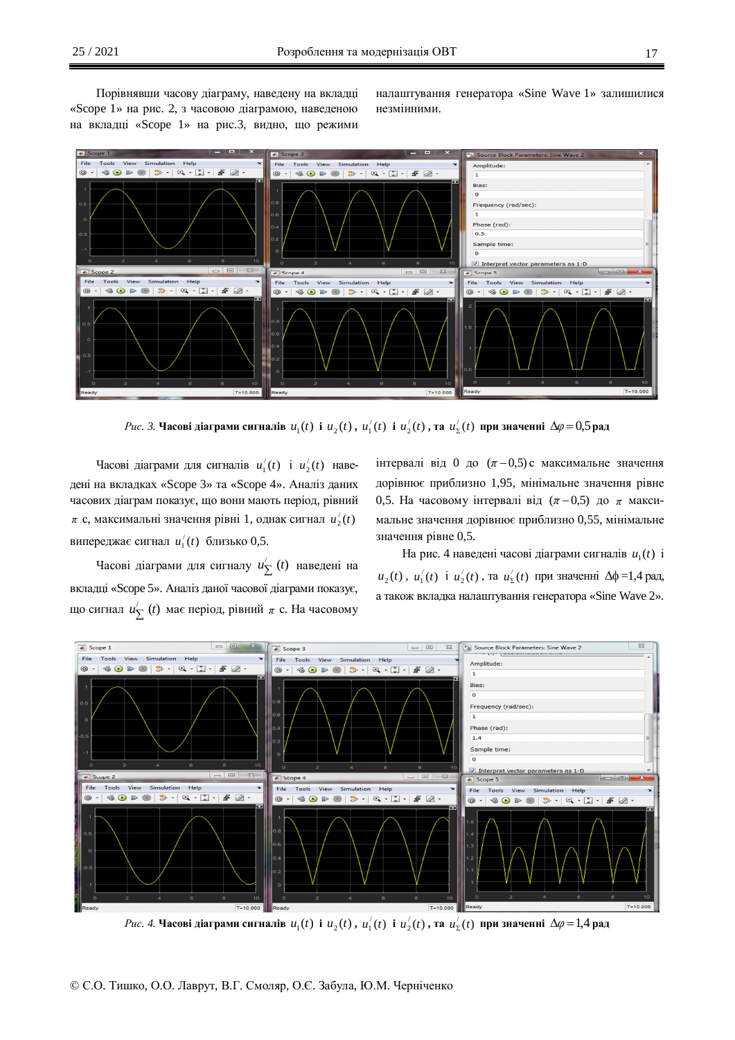Порівнявши часову діаграму, наведену на вкладці «Scope 1» на рис. 2, з часовою діаграмою, наведеною на вкладці «Scope 1» на рис.3, видно, що режими налаштування генератора «Sine Wave 1» залишилися незмінними.

*Рис. 3.* **Часові діаграми сигналів $u_1(t)$ і $u_2(t)$, $u_1^{/}(t)$ і $u_2^{/}(t)$, та $u_{\Sigma}^{/}(t)$ при значенні $\Delta\varphi = 0{,}5$ рад**

Часові діаграми для сигналів $u_1^{/}(t)$ і $u_2^{/}(t)$ наведені на вкладках «Scope 3» та «Scope 4». Аналіз даних часових діаграм показує, що вони мають період, рівний $\pi$ с, максимальні значення рівні 1, однак сигнал $u_2^{/}(t)$ випереджає сигнал $u_1^{/}(t)$ близько 0,5.

Часові діаграми для сигналу $u_{\sum}^{/}(t)$ наведені на вкладці «Scope 5». Аналіз даної часової діаграми показує, що сигнал $u_{\sum}^{/}(t)$ має період, рівний $\pi$ с. На часовому інтервалі від 0 до $(\pi - 0{,}5)$ с максимальне значення дорівнює приблизно 1,95, мінімальне значення рівне 0,5. На часовому інтервалі від $(\pi - 0{,}5)$ до $\pi$ максимальне значення дорівнює приблизно 0,55, мінімальне значення рівне 0,5.

На рис. 4 наведені часові діаграми сигналів $u_1(t)$ і $u_2(t)$, $u_1^{/}(t)$ і $u_2^{/}(t)$, та $u_{\Sigma}^{/}(t)$ при значенні $\Delta\phi$ =1,4 рад, а також вкладка налаштування генератора «Sine Wave 2».

*Рис. 4.* **Часові діаграми сигналів $u_1(t)$ і $u_2(t)$, $u_1^{/}(t)$ і $u_2^{/}(t)$, та $u_{\Sigma}^{/}(t)$ при значенні $\Delta\varphi = 1{,}4$ рад**

© С.О. Тишко, О.О. Лаврут, В.Г. Смоляр, О.Є. Забула, Ю.М. Черніченко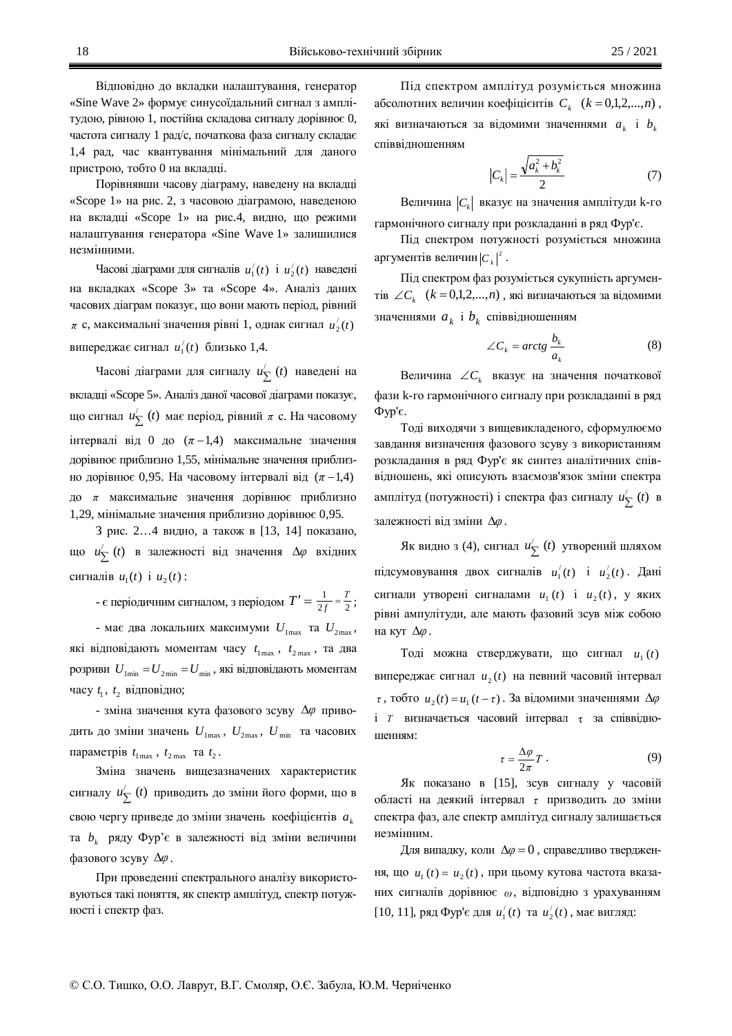Відповідно до вкладки налаштування, генератор «Sine Wave 2» формує синусоїдальний сигнал з амплітудою, рівною 1, постійна складова сигналу дорівнює 0, частота сигналу 1 рад/с, початкова фаза сигналу складає 1,4 рад, час квантування мінімальний для даного пристрою, тобто 0 на вкладці.

Порівнявши часову діаграму, наведену на вкладці «Scope 1» на рис. 2, з часовою діаграмою, наведеною на вкладці «Scope 1» на рис.4, видно, що режими налаштування генератора «Sine Wave 1» залишилися незмінними.

Часові діаграми для сигналів $u_1^{/}(t)$ і $u_2^{/}(t)$ наведені на вкладках «Scope 3» та «Scope 4». Аналіз даних часових діаграм показує, що вони мають період, рівний $\pi$ с, максимальні значення рівні 1, однак сигнал $u_2^{/}(t)$ випереджає сигнал $u_1^{/}(t)$ близько 1,4.

Часові діаграми для сигналу $u_{\sum}^{/}(t)$ наведені на вкладці «Scope 5». Аналіз даної часової діаграми показує, що сигнал $u_{\sum}^{/}(t)$ має період, рівний $\pi$ с. На часовому інтервалі від 0 до $(\pi - 1{,}4)$ максимальне значення дорівнює приблизно 1,55, мінімальне значення приблизно дорівнює 0,95. На часовому інтервалі від $(\pi - 1{,}4)$ до $\pi$ максимальне значення дорівнює приблизно 1,29, мінімальне значення приблизно дорівнює 0,95.

З рис. 2…4 видно, а також в [13, 14] показано, що $u_{\sum}^{/}(t)$ в залежності від значення $\Delta\varphi$ вхідних сигналів $u_1(t)$ і $u_2(t)$:

- є періодичним сигналом, з періодом $T' = \frac{1}{2f} = \frac{T}{2}$;

- має два локальних максимуми $U_{1\max}$ та $U_{2\max}$, які відповідають моментам часу $t_{1\max}$, $t_{2\max}$, та два розриви $U_{1\min} = U_{2\min} = U_{\min}$, які відповідають моментам часу $t_1$, $t_2$ відповідно;

- зміна значення кута фазового зсуву $\Delta\varphi$ приводить до зміни значень $U_{1\max}$, $U_{2\max}$, $U_{\min}$ та часових параметрів $t_{1\max}$, $t_{2\max}$ та $t_2$.

Зміна значень вищезазначених характеристик сигналу $u_{\sum}^{/}(t)$ приводить до зміни його форми, що в свою чергу приведе до зміни значень коефіцієнтів $a_k$ та $b_k$ ряду Фур'є в залежності від зміни величини фазового зсуву $\Delta\varphi$.

При проведенні спектрального аналізу використовуються такі поняття, як спектр амплітуд, спектр потужності і спектр фаз.

Під спектром амплітуд розуміється множина абсолютних величин коефіцієнтів $C_k$ $(k = 0,1,2,...,n)$, які визначаються за відомими значеннями $a_k$ і $b_k$ співвідношенням

$$|C_k| = \frac{\sqrt{a_k^2 + b_k^2}}{2} \tag{7}$$

Величина $|C_k|$ вказує на значення амплітуди k-го гармонічного сигналу при розкладанні в ряд Фур'є.

Під спектром потужності розуміється множина аргументів величин $|C_k|^2$.

Під спектром фаз розуміється сукупність аргументів $\angle C_k$ $(k = 0,1,2,...,n)$, які визначаються за відомими значеннями $a_k$ і $b_k$ співвідношенням

$$\angle C_k = arctg\,\frac{b_k}{a_k} \tag{8}$$

Величина $\angle C_k$ вказує на значення початкової фази k-го гармонічного сигналу при розкладанні в ряд Фур'є.

Тоді виходячи з вищевикладеного, сформулюємо завдання визначення фазового зсуву з використанням розкладання в ряд Фур'є як синтез аналітичних співвідношень, які описують взаємозв'язок зміни спектра амплітуд (потужності) і спектра фаз сигналу $u_{\sum}^{/}(t)$ в залежності від зміни $\Delta\varphi$.

Як видно з (4), сигнал $u_{\sum}^{/}(t)$ утворений шляхом підсумовування двох сигналів $u_1^{/}(t)$ і $u_2^{/}(t)$. Дані сигнали утворені сигналами $u_1(t)$ і $u_2(t)$, у яких рівні ампулітуди, але мають фазовий зсув між собою на кут $\Delta\varphi$.

Тоді можна стверджувати, що сигнал $u_1(t)$ випереджає сигнал $u_2(t)$ на певний часовий інтервал $\tau$, тобто $u_2(t) = u_1(t - \tau)$. За відомими значеннями $\Delta\varphi$ і $T$ визначається часовий інтервал $\tau$ за співвідношенням:

$$\tau = \frac{\Delta\varphi}{2\pi}T\,. \tag{9}$$

Як показано в [15], зсув сигналу у часовій області на деякий інтервал $\tau$ призводить до зміни спектра фаз, але спектр амплітуд сигналу залишається незмінним.

Для випадку, коли $\Delta\varphi = 0$, справедливо твердження, що $u_1(t) = u_2(t)$, при цьому кутова частота вказаних сигналів дорівнює $\omega$, відповідно з урахуванням [10, 11], ряд Фур'є для $u_1^{/}(t)$ та $u_2^{/}(t)$, має вигляд: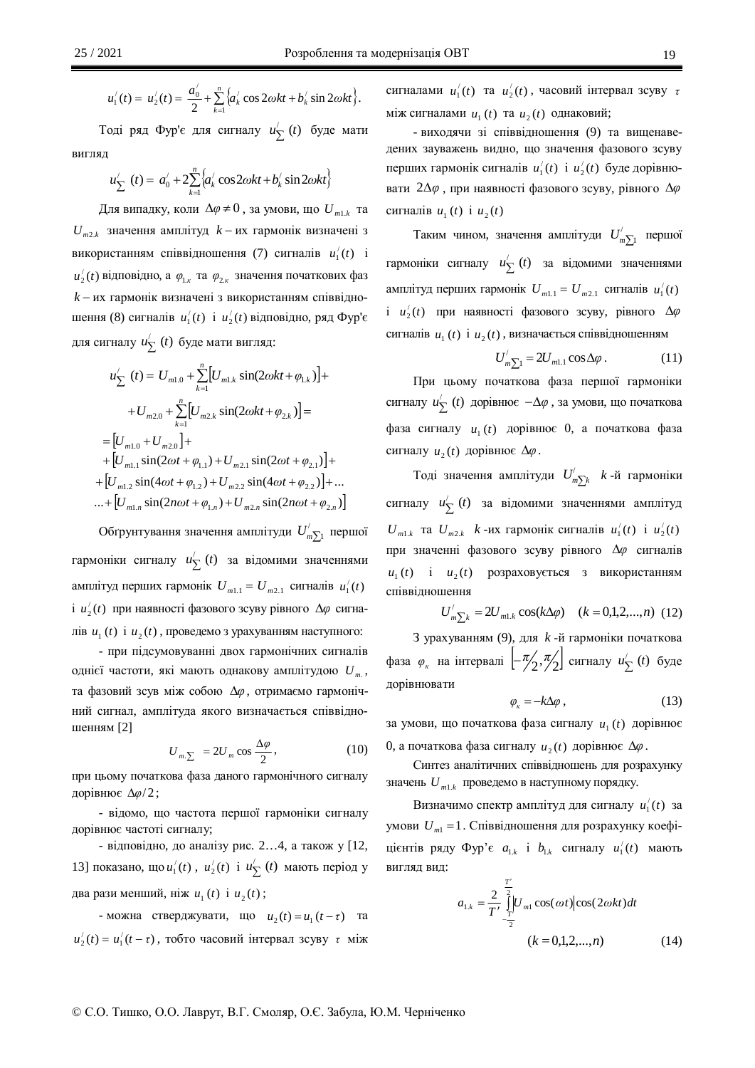$$u_1^{/}(t) = u_2^{/}(t) = \frac{a_0^{/}}{2} + \sum_{k=1}^{n}\left\{a_k^{/}\cos 2\omega kt + b_k^{/}\sin 2\omega kt\right\}.$$

Тоді ряд Фур'є для сигналу $u_{\sum}^{/}(t)$ буде мати вигляд

$$u_{\sum}^{/}(t) = a_0^{/} + 2\sum_{k=1}^{n}\left\{a_k^{/}\cos 2\omega kt + b_k^{/}\sin 2\omega kt\right\}$$

Для випадку, коли $\Delta\varphi \neq 0$, за умови, що $U_{m1.k}$ та $U_{m2.k}$ значення амплітуд $k-$их гармонік визначені з використанням співвідношення (7) сигналів $u_1^{/}(t)$ і $u_2^{/}(t)$ відповідно, а $\varphi_{1.к}$ та $\varphi_{2.к}$ значення початкових фаз $k-$их гармонік визначені з використанням співвідношення (8) сигналів $u_1^{/}(t)$ і $u_2^{/}(t)$ відповідно, ряд Фур'є для сигналу $u_{\sum}^{/}(t)$ буде мати вигляд:

$$\begin{aligned}
u_{\sum}^{/}(t) &= U_{m1.0} + \sum_{k=1}^{n}\left[U_{m1.k}\sin(2\omega kt + \varphi_{1.k})\right] + \\
&+ U_{m2.0} + \sum_{k=1}^{n}\left[U_{m2.k}\sin(2\omega kt + \varphi_{2.k})\right] = \\
&= \left[U_{m1.0} + U_{m2.0}\right] + \\
&+ \left[U_{m1.1}\sin(2\omega t + \varphi_{1.1}) + U_{m2.1}\sin(2\omega t + \varphi_{2.1})\right] + \\
&+ \left[U_{m1.2}\sin(4\omega t + \varphi_{1.2}) + U_{m2.2}\sin(4\omega t + \varphi_{2.2})\right] + \ldots \\
&\ldots + \left[U_{m1.n}\sin(2n\omega t + \varphi_{1.n}) + U_{m2.n}\sin(2n\omega t + \varphi_{2.n})\right]
\end{aligned}$$

Обгрунтування значення амплітуди $U_{m\sum 1}^{/}$ першої гармоніки сигналу $u_{\sum}^{/}(t)$ за відомими значеннями амплітуд перших гармонік $U_{m1.1} = U_{m2.1}$ сигналів $u_1^{/}(t)$ і $u_2^{/}(t)$ при наявності фазового зсуву рівного $\Delta\varphi$ сигналів $u_1(t)$ і $u_2(t)$, проведемо з урахуванням наступного:

- при підсумовуванні двох гармонічних сигналів однієї частоти, які мають однакову амплітудою $U_{m.}$, та фазовий зсув між собою $\Delta\varphi$, отримаємо гармонічний сигнал, амплітуда якого визначається співвідношенням [2]

$$U_{m.\sum} = 2U_m \cos\frac{\Delta\varphi}{2}, \qquad (10)$$

при цьому початкова фаза даного гармонічного сигналу дорівнює $\Delta\varphi/2$;

- відомо, що частота першої гармоніки сигналу дорівнює частоті сигналу;

- відповідно, до аналізу рис. 2…4, а також у [12, 13] показано, що $u_1^{/}(t)$, $u_2^{/}(t)$ і $u_{\sum}^{/}(t)$ мають період у два рази менший, ніж $u_1(t)$ і $u_2(t)$;

- можна стверджувати, що $u_2(t) = u_1(t-\tau)$ та $u_2^{/}(t) = u_1^{/}(t-\tau)$, тобто часовий інтервал зсуву $\tau$ між сигналами $u_1^{/}(t)$ та $u_2^{/}(t)$, часовий інтервал зсуву $\tau$ між сигналами $u_1(t)$ та $u_2(t)$ однаковий;

- виходячи зі співвідношення (9) та вищенаведених зауважень видно, що значення фазового зсуву перших гармонік сигналів $u_1^{/}(t)$ і $u_2^{/}(t)$ буде дорівнювати $2\Delta\varphi$, при наявності фазового зсуву, рівного $\Delta\varphi$ сигналів $u_1(t)$ і $u_2(t)$

Таким чином, значення амплітуди $U_{m\sum 1}^{/}$ першої гармоніки сигналу $u_{\sum}^{/}(t)$ за відомими значеннями амплітуд перших гармонік $U_{m1.1} = U_{m2.1}$ сигналів $u_1^{/}(t)$ і $u_2^{/}(t)$ при наявності фазового зсуву, рівного $\Delta\varphi$ сигналів $u_1(t)$ і $u_2(t)$, визначається співвідношенням

$$U_{m\sum 1}^{/} = 2U_{m1.1}\cos\Delta\varphi. \qquad (11)$$

При цьому початкова фаза першої гармоніки сигналу $u_{\sum}^{/}(t)$ дорівнює $-\Delta\varphi$, за умови, що початкова фаза сигналу $u_1(t)$ дорівнює 0, а початкова фаза сигналу $u_2(t)$ дорівнює $\Delta\varphi$.

Тоді значення амплітуди $U_{m\sum k}^{/}$ $k$-й гармоніки сигналу $u_{\sum}^{/}(t)$ за відомими значеннями амплітуд $U_{m1.k}$ та $U_{m2.k}$ $k$-их гармонік сигналів $u_1^{/}(t)$ і $u_2^{/}(t)$ при значенні фазового зсуву рівного $\Delta\varphi$ сигналів $u_1(t)$ і $u_2(t)$ розраховується з використанням співвідношення

$$U_{m\sum k}^{/} = 2U_{m1.k}\cos(k\Delta\varphi) \quad (k = 0,1,2,\ldots,n) \qquad (12)$$

З урахуванням (9), для $k$-й гармоніки початкова фаза $\varphi_к$ на інтервалі $\left[-\pi/2, \pi/2\right]$ сигналу $u_{\sum}^{/}(t)$ буде дорівнювати

$$\varphi_к = -k\Delta\varphi, \qquad (13)$$

за умови, що початкова фаза сигналу $u_1(t)$ дорівнює 0, а початкова фаза сигналу $u_2(t)$ дорівнює $\Delta\varphi$.

Синтез аналітичних співвідношень для розрахунку значень $U_{m1.k}$ проведемо в наступному порядку.

Визначимо спектр амплітуд для сигналу $u_1^{/}(t)$ за умови $U_{m1} = 1$. Співвідношення для розрахунку коефіцієнтів ряду Фур'є $a_{1.k}$ і $b_{1.k}$ сигналу $u_1^{/}(t)$ мають вигляд вид:

$$a_{1.k} = \frac{2}{T'}\int_{-\frac{T'}{2}}^{\frac{T'}{2}}\left|U_{m1}\cos(\omega t)\right|\cos(2\omega kt)dt$$

$$(k = 0,1,2,\ldots,n) \qquad (14)$$

© С.О. Тишко, О.О. Лаврут, В.Г. Смоляр, О.Є. Забула, Ю.М. Черніченко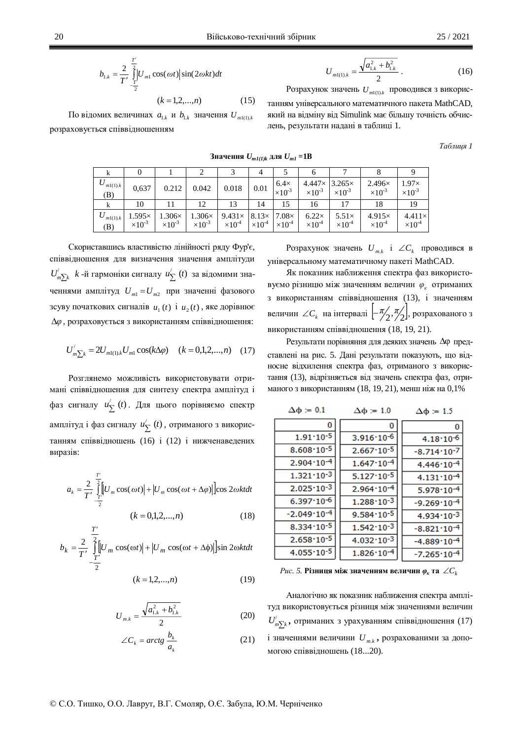$$b_{1.k} = \frac{2}{T'}\int_{-\frac{T'}{2}}^{\frac{T'}{2}} \left|U_{m1}\cos(\omega t)\right| \sin(2\omega kt)dt$$

$$(k = 1,2,...,n) \qquad (15)$$

По відомих величинах $a_{1.k}$ и $b_{1.k}$ значення $U_{m1(1).k}$ розраховується співвідношенням

$$U_{m1(1).k} = \frac{\sqrt{a_{1.k}^2 + b_{1.k}^2}}{2}. \qquad (16)$$

Розрахунок значень $U_{m1(1).k}$ проводився з використанням універсального математичного пакета MathCAD, який на відміну від Simulink має більшу точність обчислень, результати надані в таблиці 1.

*Таблиця 1*

**Значення $U_{m1(1)k}$ для $U_{m1}$ =1В**

| k | 0 | 1 | 2 | 3 | 4 | 5 | 6 | 7 | 8 | 9 |
|---|---|---|---|---|---|---|---|---|---|---|
| $U_{m1(1).k}$ (В) | 0,637 | 0.212 | 0.042 | 0.018 | 0.01 | $6.4\times10^{-3}$ | $4.447\times10^{-3}$ | $3.265\times10^{-3}$ | $2.496\times10^{-3}$ | $1.97\times10^{-3}$ |
| k | 10 | 11 | 12 | 13 | 14 | 15 | 16 | 17 | 18 | 19 |
| $U_{m1(1).k}$ (В) | $1.595\times10^{-3}$ | $1.306\times10^{-3}$ | $1.306\times10^{-3}$ | $9.431\times10^{-4}$ | $8.13\times10^{-4}$ | $7.08\times10^{-4}$ | $6.22\times10^{-4}$ | $5.51\times10^{-4}$ | $4.915\times10^{-4}$ | $4.411\times10^{-4}$ |

Скориставшись властивістю лінійності ряду Фур'є, співвідношення для визначення значення амплітуди $U'_{m\sum k}$ $k$-й гармоніки сигналу $u'_{\sum}(t)$ за відомими значеннями амплітуд $U_{m1} = U_{m2}$ при значенні фазового зсуву початкових сигналів $u_1(t)$ і $u_2(t)$, яке дорівнює $\Delta\varphi$, розраховується з використанням співвідношення:

$$U'_{m\sum k} = 2U_{m1(1).k}U_{m1}\cos(k\Delta\varphi) \quad (k = 0,1,2,...,n) \quad (17)$$

Розглянемо можливість використовувати отримані співвідношення для синтезу спектра амплітуд і фаз сигналу $u'_{\sum}(t)$. Для цього порівняємо спектр амплітуд і фаз сигналу $u'_{\sum}(t)$, отриманого з використанням співвідношень (16) і (12) і нижченаведених виразів:

$$a_k = \frac{2}{T'}\int_{-\frac{T'}{2}}^{\frac{T'}{2}} \left[\left|U_m\cos(\omega t)\right| + \left|U_m\cos(\omega t + \Delta\varphi)\right|\right]\cos 2\omega ktdt$$

$$(k = 0,1,2,...,n) \qquad (18)$$

$$b_k = \frac{2}{T'}\int_{-\frac{T'}{2}}^{\frac{T'}{2}} \left[\left|U_m\cos(\omega t)\right| + \left|U_m\cos(\omega t + \Delta\phi)\right|\right]\sin 2\omega ktdt$$

$$(k = 1,2,...,n) \qquad (19)$$

$$U_{m.k} = \frac{\sqrt{a_{1.k}^2 + b_{1.k}^2}}{2} \qquad (20)$$

$$\angle C_k = arctg\,\frac{b_k}{a_k} \qquad (21)$$

Розрахунок значень $U_{m.k}$ і $\angle C_k$ проводився в універсальному математичному пакеті MathCAD.

Як показник наближення спектра фаз використовуємо різницю між значенням величин $\varphi_k$ отриманих з використанням співвідношення (13), і значенням величин $\angle C_k$ на інтервалі $\left[-\pi/2, \pi/2\right]$, розрахованого з використанням співвідношення (18, 19, 21).

Результати порівняння для деяких значень $\Delta\varphi$ представлені на рис. 5. Дані результати показують, що відносне відхилення спектра фаз, отриманого з використання (13), відрізняється від значень спектра фаз, отриманого з використанням (18, 19, 21), менш ніж на 0,1%

| $\Delta\phi := 0.1$ | $\Delta\phi := 1.0$ | $\Delta\phi := 1.5$ |
|---|---|---|
| 0 | 0 | 0 |
| $1.91\cdot10^{-5}$ | $3.916\cdot10^{-6}$ | $4.18\cdot10^{-6}$ |
| $8.608\cdot10^{-5}$ | $2.667\cdot10^{-5}$ | $-8.714\cdot10^{-7}$ |
| $2.904\cdot10^{-4}$ | $1.647\cdot10^{-4}$ | $4.446\cdot10^{-4}$ |
| $1.321\cdot10^{-3}$ | $5.127\cdot10^{-5}$ | $4.131\cdot10^{-4}$ |
| $2.025\cdot10^{-3}$ | $2.964\cdot10^{-4}$ | $5.978\cdot10^{-4}$ |
| $6.397\cdot10^{-6}$ | $1.288\cdot10^{-3}$ | $-9.269\cdot10^{-4}$ |
| $-2.049\cdot10^{-4}$ | $9.584\cdot10^{-5}$ | $4.934\cdot10^{-3}$ |
| $8.334\cdot10^{-5}$ | $1.542\cdot10^{-3}$ | $-8.821\cdot10^{-4}$ |
| $2.658\cdot10^{-5}$ | $4.032\cdot10^{-3}$ | $-4.889\cdot10^{-4}$ |
| $4.055\cdot10^{-5}$ | $1.826\cdot10^{-4}$ | $-7.265\cdot10^{-4}$ |

*Рис. 5.* **Різниця між значенням величин $\varphi_k$ та $\angle C_k$**

Аналогічно як показник наближення спектра амплітуд використовується різниця між значеннями величин $U'_{m\sum k}$, отриманих з урахуванням співвідношення (17) і значеннями величини $U_{m.k}$, розрахованими за допомогою співвідношень (18...20).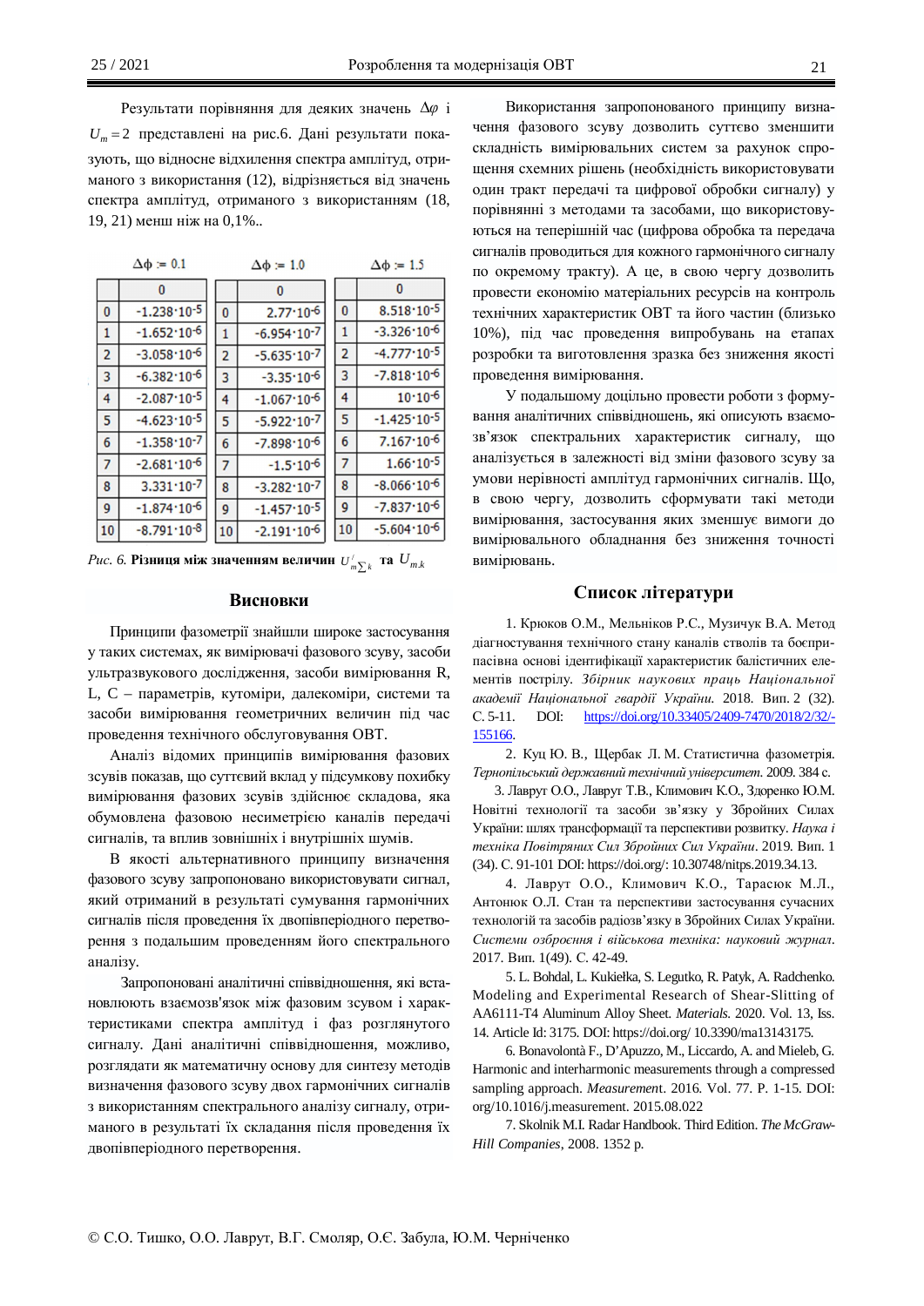Результати порівняння для деяких значень $\Delta\varphi$ і $U_m = 2$ представлені на рис.6. Дані результати показують, що відносне відхилення спектра амплітуд, отриманого з використання (12), відрізняється від значень спектра амплітуд, отриманого з використанням (18, 19, 21) менш ніж на 0,1%..

| | $\Delta\phi := 0.1$ | | $\Delta\phi := 1.0$ | | $\Delta\phi := 1.5$ |
|---|---|---|---|---|---|
| | 0 | | 0 | | 0 |
| 0 | $-1.238\cdot10^{-5}$ | 0 | $2.77\cdot10^{-6}$ | 0 | $8.518\cdot10^{-5}$ |
| 1 | $-1.652\cdot10^{-6}$ | 1 | $-6.954\cdot10^{-7}$ | 1 | $-3.326\cdot10^{-6}$ |
| 2 | $-3.058\cdot10^{-6}$ | 2 | $-5.635\cdot10^{-7}$ | 2 | $-4.777\cdot10^{-5}$ |
| 3 | $-6.382\cdot10^{-6}$ | 3 | $-3.35\cdot10^{-6}$ | 3 | $-7.818\cdot10^{-6}$ |
| 4 | $-2.087\cdot10^{-5}$ | 4 | $-1.067\cdot10^{-6}$ | 4 | $10\cdot10^{-6}$ |
| 5 | $-4.623\cdot10^{-5}$ | 5 | $-5.922\cdot10^{-7}$ | 5 | $-1.425\cdot10^{-5}$ |
| 6 | $-1.358\cdot10^{-7}$ | 6 | $-7.898\cdot10^{-6}$ | 6 | $7.167\cdot10^{-6}$ |
| 7 | $-2.681\cdot10^{-6}$ | 7 | $-1.5\cdot10^{-6}$ | 7 | $1.66\cdot10^{-5}$ |
| 8 | $3.331\cdot10^{-7}$ | 8 | $-3.282\cdot10^{-7}$ | 8 | $-8.066\cdot10^{-6}$ |
| 9 | $-1.874\cdot10^{-6}$ | 9 | $-1.457\cdot10^{-5}$ | 9 | $-7.837\cdot10^{-6}$ |
| 10 | $-8.791\cdot10^{-8}$ | 10 | $-2.191\cdot10^{-6}$ | 10 | $-5.604\cdot10^{-6}$ |

*Рис. 6.* **Різниця між значенням величин** $U'_{m\sum k}$ **та** $U_{m.k}$

## Висновки

Принципи фазометрії знайшли широке застосування у таких системах, як вимірювачі фазового зсуву, засоби ультразвукового дослідження, засоби вимірювання R, L, C – параметрів, кутоміри, далекоміри, системи та засоби вимірювання геометричних величин під час проведення технічного обслуговування ОВТ.

Аналіз відомих принципів вимірювання фазових зсувів показав, що суттєвий вклад у підсумкову похибку вимірювання фазових зсувів здійснює складова, яка обумовлена фазовою несиметрією каналів передачі сигналів, та вплив зовнішніх і внутрішніх шумів.

В якості альтернативного принципу визначення фазового зсуву запропоновано використовувати сигнал, який отриманий в результаті сумування гармонічних сигналів після проведення їх двопівперіодного перетворення з подальшим проведенням його спектрального аналізу.

Запропоновані аналітичні співвідношення, які встановлюють взаємозв'язок між фазовим зсувом і характеристиками спектра амплітуд і фаз розглянутого сигналу. Дані аналітичні співвідношення, можливо, розглядати як математичну основу для синтезу методів визначення фазового зсуву двох гармонічних сигналів з використанням спектрального аналізу сигналу, отриманого в результаті їх складання після проведення їх двопівперіодного перетворення.

Використання запропонованого принципу визначення фазового зсуву дозволить суттєво зменшити складність вимірювальних систем за рахунок спрощення схемних рішень (необхідність використовувати один тракт передачі та цифрової обробки сигналу) у порівнянні з методами та засобами, що використовуються на теперішній час (цифрова обробка та передача сигналів проводиться для кожного гармонічного сигналу по окремому тракту). А це, в свою чергу дозволить провести економію матеріальних ресурсів на контроль технічних характеристик ОВТ та його частин (близько 10%), під час проведення випробувань на етапах розробки та виготовлення зразка без зниження якості проведення вимірювання.

У подальшому доцільно провести роботи з формування аналітичних співвідношень, які описують взаємозв'язок спектральних характеристик сигналу, що аналізується в залежності від зміни фазового зсуву за умови нерівності амплітуд гармонічних сигналів. Що, в свою чергу, дозволить сформувати такі методи вимірювання, застосування яких зменшує вимоги до вимірювального обладнання без зниження точності вимірювань.

## Список літератури

1. Крюков О.М., Мельніков Р.С., Музичук В.А. Метод діагностування технічного стану каналів стволів та боєприпасівна основі ідентифікації характеристик балістичних елементів пострілу. *Збірник наукових праць Національної академії Національної гвардії України.* 2018. Вип. 2 (32). С. 5-11. DOI: https://doi.org/10.33405/2409-7470/2018/2/32/-155166.

2. Куц Ю. В., Щербак Л. М. Статистична фазометрія. *Тернопільський державний технічний університет.* 2009. 384 с.

3. Лаврут О.О., Лаврут Т.В., Климович К.О., Здоренко Ю.М. Новітні технології та засоби зв'язку у Збройних Силах України: шлях трансформації та перспективи розвитку. *Наука і техніка Повітряних Сил Збройних Сил України*. 2019. Вип. 1 (34). С. 91-101 DOI: https://doi.org/: 10.30748/nitps.2019.34.13.

4. Лаврут О.О., Климович К.О., Тарасюк М.Л., Антонюк О.Л. Стан та перспективи застосування сучасних технологій та засобів радіозв'язку в Збройних Силах України. *Системи озброєння і військова техніка: науковий журнал*. 2017. Вип. 1(49). С. 42-49.

5. L. Bohdal, L. Kukiełka, S. Legutko, R. Patyk, A. Radchenko. Modeling and Experimental Research of Shear-Slitting of AA6111-T4 Aluminum Alloy Sheet. *Materials.* 2020. Vol. 13, Iss. 14. Article Id: 3175. DOI: https://doi.org/ 10.3390/ma13143175.

6. Bonavolontà F., D'Apuzzo M., Liccardo, A. and Mieleb, G. Harmonic and interharmonic measurements through a compressed sampling approach. *Measurement*. 2016. Vol. 77. P. 1-15. DOI: org/10.1016/j.measurement. 2015.08.022

7. Skolnik M.I. Radar Handbook. Third Edition. *The McGraw-Hill Companies*, 2008. 1352 p.

© С.О. Тишко, О.О. Лаврут, В.Г. Смоляр, О.Є. Забула, Ю.М. Черніченко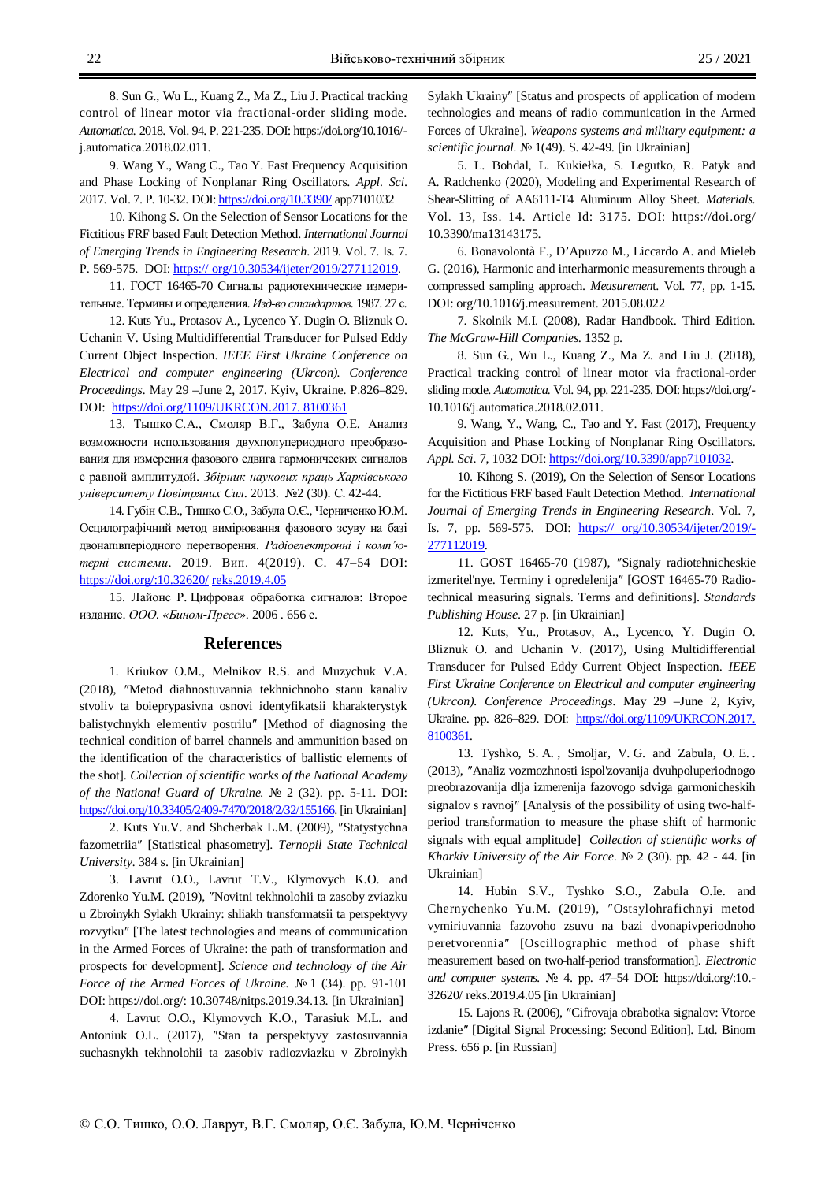8. Sun G., Wu L., Kuang Z., Ma Z., Liu J. Practical tracking control of linear motor via fractional-order sliding mode. *Automatica.* 2018. Vol. 94. P. 221-235. DOI: https://doi.org/10.1016/-j.automatica.2018.02.011.

9. Wang Y., Wang C., Tao Y. Fast Frequency Acquisition and Phase Locking of Nonplanar Ring Oscillators. *Appl. Sci*. 2017. Vol. 7. P. 10-32. DOI: https://doi.org/10.3390/ app7101032

10. Kihong S. On the Selection of Sensor Locations for the Fictitious FRF based Fault Detection Method. *International Journal of Emerging Trends in Engineering Research*. 2019. Vol. 7. Is. 7. P. 569-575. DOI: https:// org/10.30534/ijeter/2019/277112019.

11. ГОСТ 16465-70 Сигналы радиотехнические измерительные. Термины и определения. *Изд-во стандартов.* 1987. 27 с.

12. Kuts Yu., Protasov A., Lycenco Y. Dugin O. Bliznuk O. Uchanin V. Using Multidifferential Transducer for Pulsed Eddy Current Object Inspection. *IEEE First Ukraine Conference on Electrical and computer engineering (Ukrcon). Conference Proceedings*. May 29 –June 2, 2017. Kyiv, Ukraine. P.826–829. DOI: https://doi.org/1109/UKRCON.2017. 8100361

13. Тышко С.А., Смоляр В.Г., Забула О.Е. Анализ возможности использования двухполупериодного преобразования для измерения фазового сдвига гармонических сигналов с равной амплитудой. *Збірник наукових праць Харківського університету Повітряних Сил*. 2013. №2 (30). С. 42-44.

14. Губін С.В., Тишко С.О., Забула О.Є., Черниченко Ю.М. Осцилографічний метод вимірювання фазового зсуву на базі двонапівперіодного перетворення. *Радіоелектронні і комп'ютерні системи*. 2019. Вип. 4(2019). С. 47–54 DOI: https://doi.org/:10.32620/ reks.2019.4.05

15. Лайонс Р. Цифровая обработка сигналов: Второе издание. *ООО. «Бином-Пресс»*. 2006 . 656 с.

## References

1. Kriukov O.M., Melnikov R.S. and Muzychuk V.A. (2018), ″Metod diahnostuvannia tekhnichnoho stanu kanaliv stvoliv ta boieprypasivna osnovi identyfikatsii kharakterystyk balistychnykh elementiv postrilu″ [Method of diagnosing the technical condition of barrel channels and ammunition based on the identification of the characteristics of ballistic elements of the shot]. *Collection of scientific works of the National Academy of the National Guard of Ukraine.* № 2 (32). pp. 5-11. DOI: https://doi.org/10.33405/2409-7470/2018/2/32/155166. [in Ukrainian]

2. Kuts Yu.V. and Shcherbak L.M. (2009), ″Statystychna fazometriia″ [Statistical phasometry]. *Ternopil State Technical University*. 384 s. [in Ukrainian]

3. Lavrut O.O., Lavrut T.V., Klymovych K.O. and Zdorenko Yu.M. (2019), ″Novitni tekhnolohii ta zasoby zviazku u Zbroinykh Sylakh Ukrainy: shliakh transformatsii ta perspektyvy rozvytku″ [The latest technologies and means of communication in the Armed Forces of Ukraine: the path of transformation and prospects for development]. *Science and technology of the Air Force of the Armed Forces of Ukraine.* № 1 (34). pp. 91-101 DOI: https://doi.org/: 10.30748/nitps.2019.34.13. [in Ukrainian]

4. Lavrut O.O., Klymovych K.O., Tarasiuk M.L. and Antoniuk O.L. (2017), ″Stan ta perspektyvy zastosuvannia suchasnykh tekhnolohii ta zasobiv radiozviazku v Zbroinykh Sylakh Ukrainy″ [Status and prospects of application of modern technologies and means of radio communication in the Armed Forces of Ukraine]. *Weapons systems and military equipment: a scientific journal*. № 1(49). S. 42-49. [in Ukrainian]

5. L. Bohdal, L. Kukiełka, S. Legutko, R. Patyk and A. Radchenko (2020), Modeling and Experimental Research of Shear-Slitting of AA6111-T4 Aluminum Alloy Sheet. *Materials.* Vol. 13, Iss. 14. Article Id: 3175. DOI: https://doi.org/ 10.3390/ma13143175.

6. Bonavolontà F., D'Apuzzo M., Liccardo A. and Mieleb G. (2016), Harmonic and interharmonic measurements through a compressed sampling approach. *Measurement*. Vol. 77, pp. 1-15. DOI: org/10.1016/j.measurement. 2015.08.022

7. Skolnik M.I. (2008), Radar Handbook. Third Edition. *The McGraw-Hill Companies.* 1352 p.

8. Sun G., Wu L., Kuang Z., Ma Z. and Liu J. (2018), Practical tracking control of linear motor via fractional-order sliding mode. *Automatica.* Vol. 94, pp. 221-235. DOI: https://doi.org/-10.1016/j.automatica.2018.02.011.

9. Wang, Y., Wang, C., Tao and Y. Fast (2017), Frequency Acquisition and Phase Locking of Nonplanar Ring Oscillators. *Appl. Sci*. 7, 1032 DOI: https://doi.org/10.3390/app7101032.

10. Kihong S. (2019), On the Selection of Sensor Locations for the Fictitious FRF based Fault Detection Method. *International Journal of Emerging Trends in Engineering Research*. Vol. 7, Is. 7, pp. 569-575. DOI: https:// org/10.30534/ijeter/2019/-277112019.

11. GOST 16465-70 (1987), ″Signaly radiotehnicheskie izmeritel'nye. Terminy i opredelenija″ [GOST 16465-70 Radio-technical measuring signals. Terms and definitions]. *Standards Publishing House*. 27 p. [in Ukrainian]

12. Kuts, Yu., Protasov, A., Lycenco, Y. Dugin O. Bliznuk O. and Uchanin V. (2017), Using Multidifferential Transducer for Pulsed Eddy Current Object Inspection. *IEEE First Ukraine Conference on Electrical and computer engineering (Ukrcon). Conference Proceedings*. May 29 –June 2, Kyiv, Ukraine. pp. 826–829. DOI: https://doi.org/1109/UKRCON.2017. 8100361.

13. Tyshko, S. A. , Smoljar, V. G. and Zabula, O. E. . (2013), ″Analiz vozmozhnosti ispol'zovanija dvuhpoluperiodnogo preobrazovanija dlja izmerenija fazovogo sdviga garmonicheskih signalov s ravnoj″ [Analysis of the possibility of using two-half-period transformation to measure the phase shift of harmonic signals with equal amplitude] *Collection of scientific works of Kharkiv University of the Air Force*. № 2 (30). pp. 42 - 44. [in Ukrainian]

14. Hubin S.V., Tyshko S.O., Zabula O.Ie. and Chernychenko Yu.M. (2019), ″Ostsylohrafichnyi metod vymiriuvannia fazovoho zsuvu na bazi dvonapivperiodnoho peretvorennia″ [Oscillographic method of phase shift measurement based on two-half-period transformation]. *Electronic and computer systems.* № 4. pp. 47–54 DOI: https://doi.org/:10.-32620/ reks.2019.4.05 [in Ukrainian]

15. Lajons R. (2006), ″Cifrovaja obrabotka signalov: Vtoroe izdanie″ [Digital Signal Processing: Second Edition]. Ltd. Binom Press. 656 p. [in Russian]

© С.О. Тишко, О.О. Лаврут, В.Г. Смоляр, О.Є. Забула, Ю.М. Черніченко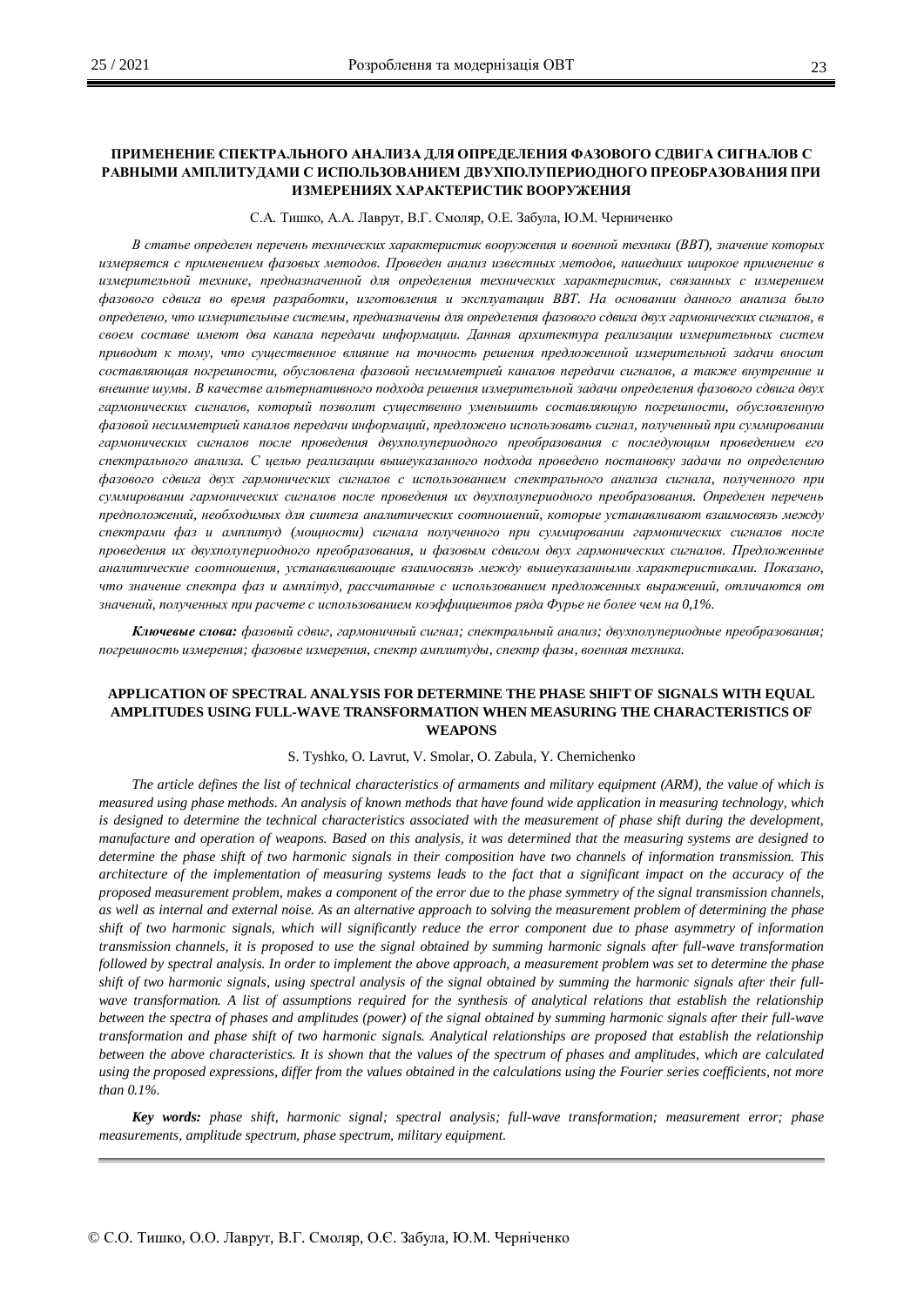**ПРИМЕНЕНИЕ СПЕКТРАЛЬНОГО АНАЛИЗА ДЛЯ ОПРЕДЕЛЕНИЯ ФАЗОВОГО СДВИГА СИГНАЛОВ С РАВНЫМИ АМПЛИТУДАМИ С ИСПОЛЬЗОВАНИЕМ ДВУХПОЛУПЕРИОДНОГО ПРЕОБРАЗОВАНИЯ ПРИ ИЗМЕРЕНИЯХ ХАРАКТЕРИСТИК ВООРУЖЕНИЯ**

С.А. Тишко, А.А. Лаврут, В.Г. Смоляр, О.Е. Забула, Ю.М. Черниченко

*В статье определен перечень технических характеристик вооружения и военной техники (ВВТ), значение которых измеряется с применением фазовых методов. Проведен анализ известных методов, нашедших широкое применение в измерительной технике, предназначенной для определения технических характеристик, связанных с измерением фазового сдвига во время разработки, изготовления и эксплуатации ВВТ. На основании данного анализа было определено, что измерительные системы, предназначены для определения фазового сдвига двух гармонических сигналов, в своем составе имеют два канала передачи информации. Данная архитектура реализации измерительных систем приводит к тому, что существенное влияние на точность решения предложенной измерительной задачи вносит составляющая погрешности, обусловлена фазовой несимметрией каналов передачи сигналов, а также внутренние и внешние шумы. В качестве альтернативного подхода решения измерительной задачи определения фазового сдвига двух гармонических сигналов, который позволит существенно уменьшить составляющую погрешности, обусловленную фазовой несимметрией каналов передачи информаций, предложено использовать сигнал, полученный при суммировании гармонических сигналов после проведения двухполупериодного преобразования с последующим проведением его спектрального анализа. С целью реализации вышеуказанного подхода проведено постановку задачи по определению фазового сдвига двух гармонических сигналов с использованием спектрального анализа сигнала, полученного при суммировании гармонических сигналов после проведения их двухполупериодного преобразования. Определен перечень предположений, необходимых для синтеза аналитических соотношений, которые устанавливают взаимосвязь между спектрами фаз и амплитуд (мощности) сигнала полученного при суммировании гармонических сигналов после проведения их двухполупериодного преобразования, и фазовым сдвигом двух гармонических сигналов. Предложенные аналитические соотношения, устанавливающие взаимосвязь между вышеуказанными характеристиками. Показано, что значение спектра фаз и амплітуд, рассчитанные с использованием предложенных выражений, отличаются от значений, полученных при расчете с использованием коэффициентов ряда Фурье не более чем на 0,1%.*

***Ключевые слова:*** *фазовый сдвиг, гармоничный сигнал; спектральный анализ; двухполупериодные преобразования; погрешность измерения; фазовые измерения, спектр амплитуды, спектр фазы, военная техника.*

**APPLICATION OF SPECTRAL ANALYSIS FOR DETERMINE THE PHASE SHIFT OF SIGNALS WITH EQUAL AMPLITUDES USING FULL-WAVE TRANSFORMATION WHEN MEASURING THE CHARACTERISTICS OF WEAPONS**

S. Tyshko, O. Lavrut, V. Smolar, O. Zabula, Y. Chernichenko

*The article defines the list of technical characteristics of armaments and military equipment (ARM), the value of which is measured using phase methods. An analysis of known methods that have found wide application in measuring technology, which is designed to determine the technical characteristics associated with the measurement of phase shift during the development, manufacture and operation of weapons. Based on this analysis, it was determined that the measuring systems are designed to determine the phase shift of two harmonic signals in their composition have two channels of information transmission. This architecture of the implementation of measuring systems leads to the fact that a significant impact on the accuracy of the proposed measurement problem, makes a component of the error due to the phase symmetry of the signal transmission channels, as well as internal and external noise. As an alternative approach to solving the measurement problem of determining the phase shift of two harmonic signals, which will significantly reduce the error component due to phase asymmetry of information transmission channels, it is proposed to use the signal obtained by summing harmonic signals after full-wave transformation followed by spectral analysis. In order to implement the above approach, a measurement problem was set to determine the phase shift of two harmonic signals, using spectral analysis of the signal obtained by summing the harmonic signals after their full-wave transformation. A list of assumptions required for the synthesis of analytical relations that establish the relationship between the spectra of phases and amplitudes (power) of the signal obtained by summing harmonic signals after their full-wave transformation and phase shift of two harmonic signals. Analytical relationships are proposed that establish the relationship between the above characteristics. It is shown that the values of the spectrum of phases and amplitudes, which are calculated using the proposed expressions, differ from the values obtained in the calculations using the Fourier series coefficients, not more than 0.1%.*

***Key words:*** *phase shift, harmonic signal; spectral analysis; full-wave transformation; measurement error; phase measurements, amplitude spectrum, phase spectrum, military equipment.*

© С.О. Тишко, О.О. Лаврут, В.Г. Смоляр, О.Є. Забула, Ю.М. Черніченко